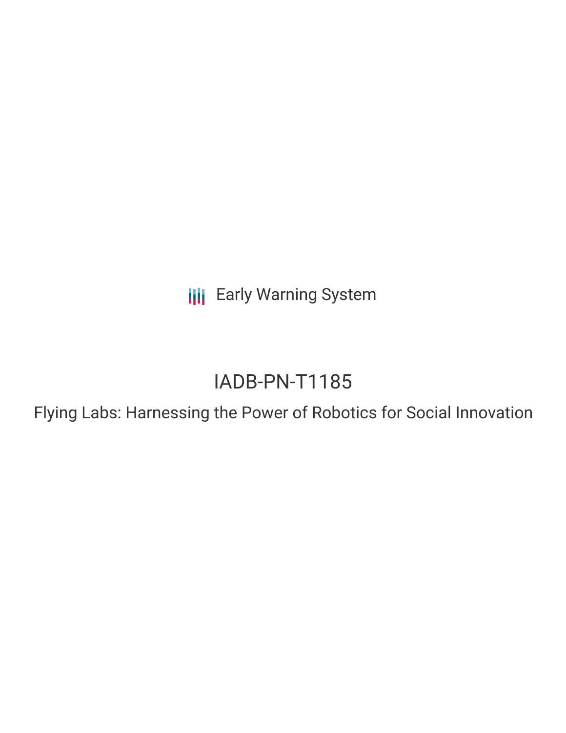Early Warning System

# IADB-PN-T1185

Flying Labs: Harnessing the Power of Robotics for Social Innovation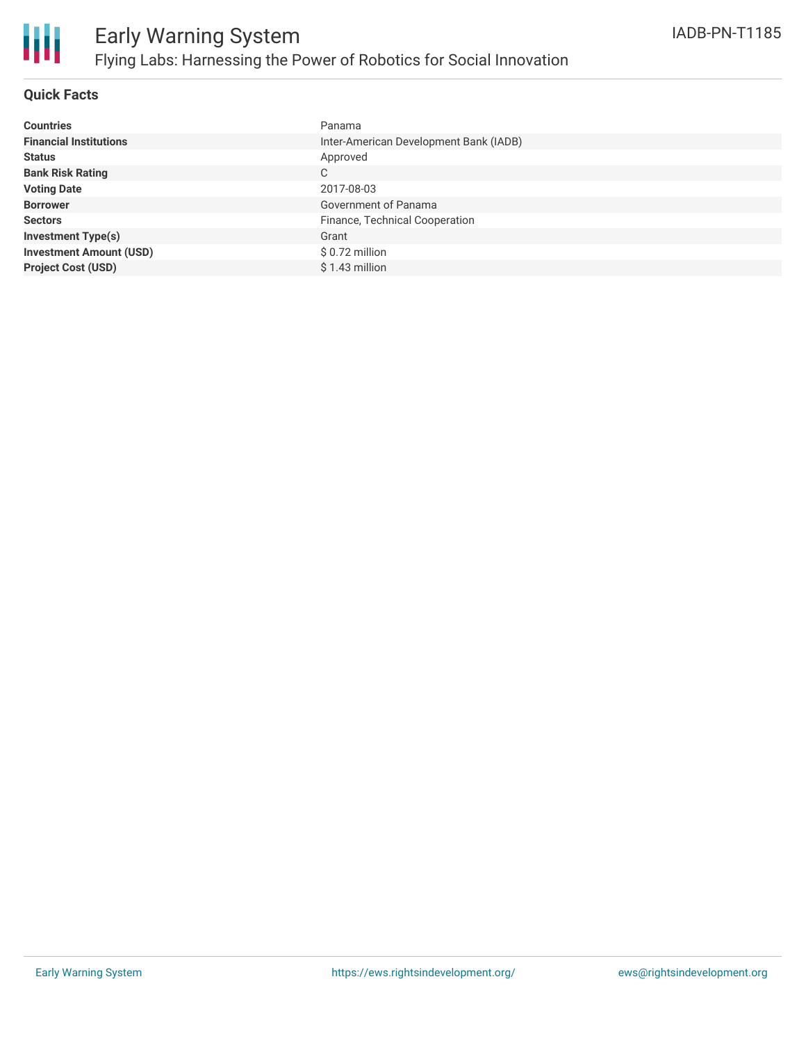# Early Warning System

## Flying Labs: Harnessing the Power of Robotics for Social Innovation

IADB-PN-T1185

### Quick Facts

| | |
|---|---|
| **Countries** | Panama |
| **Financial Institutions** | Inter-American Development Bank (IADB) |
| **Status** | Approved |
| **Bank Risk Rating** | C |
| **Voting Date** | 2017-08-03 |
| **Borrower** | Government of Panama |
| **Sectors** | Finance, Technical Cooperation |
| **Investment Type(s)** | Grant |
| **Investment Amount (USD)** | $ 0.72 million |
| **Project Cost (USD)** | $ 1.43 million |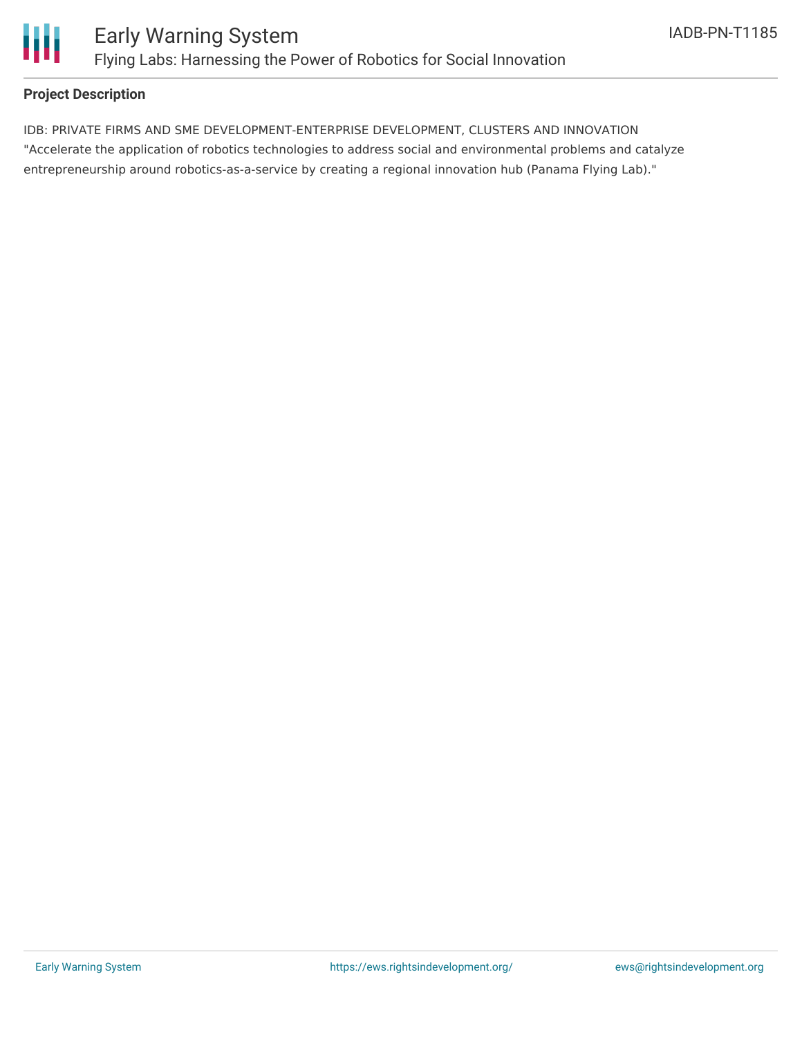**Project Description**

IDB: PRIVATE FIRMS AND SME DEVELOPMENT-ENTERPRISE DEVELOPMENT, CLUSTERS AND INNOVATION
"Accelerate the application of robotics technologies to address social and environmental problems and catalyze entrepreneurship around robotics-as-a-service by creating a regional innovation hub (Panama Flying Lab)."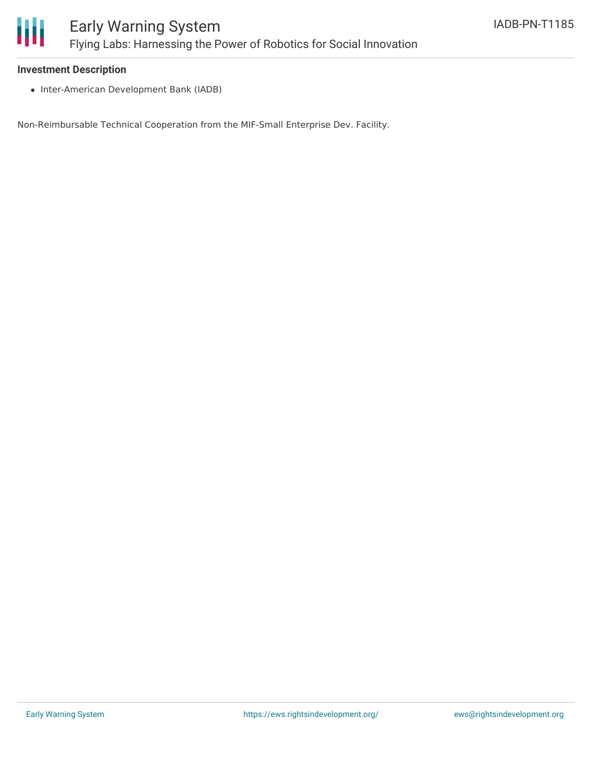### Investment Description

- Inter-American Development Bank (IADB)

Non-Reimbursable Technical Cooperation from the MIF-Small Enterprise Dev. Facility.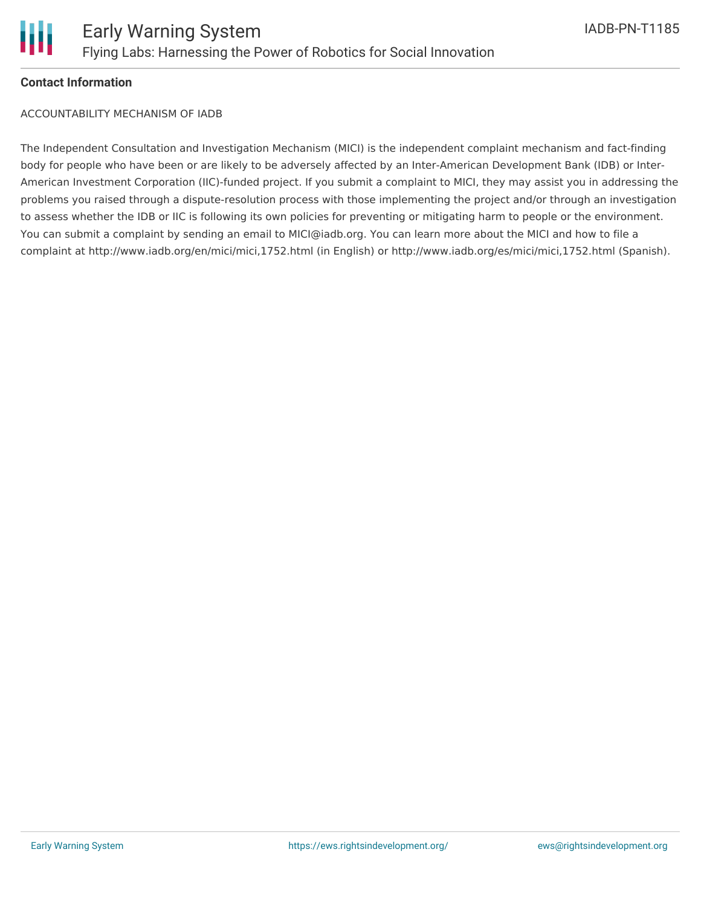**Contact Information**

ACCOUNTABILITY MECHANISM OF IADB

The Independent Consultation and Investigation Mechanism (MICI) is the independent complaint mechanism and fact-finding body for people who have been or are likely to be adversely affected by an Inter-American Development Bank (IDB) or Inter-American Investment Corporation (IIC)-funded project. If you submit a complaint to MICI, they may assist you in addressing the problems you raised through a dispute-resolution process with those implementing the project and/or through an investigation to assess whether the IDB or IIC is following its own policies for preventing or mitigating harm to people or the environment. You can submit a complaint by sending an email to MICI@iadb.org. You can learn more about the MICI and how to file a complaint at http://www.iadb.org/en/mici/mici,1752.html (in English) or http://www.iadb.org/es/mici/mici,1752.html (Spanish).